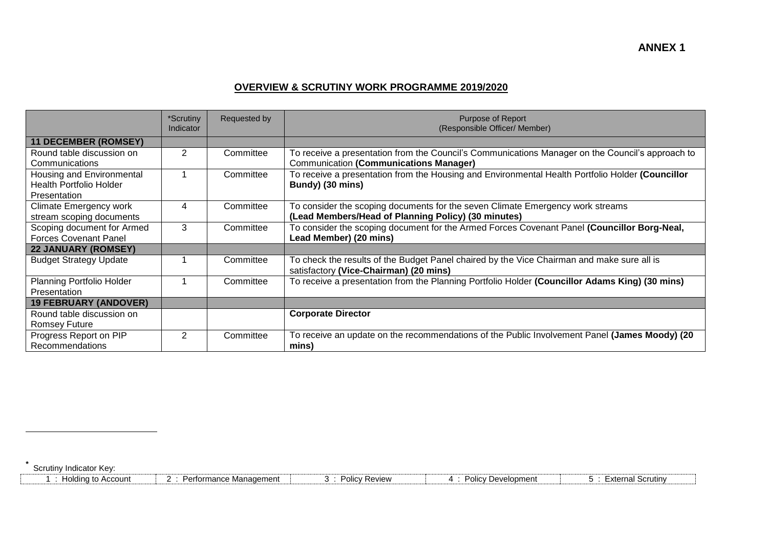**ANNEX 1**

## OVERVIEW & SCRUTINY WORK PROGRAMME 2019/2020

| | *Scrutiny Indicator | Requested by | Purpose of Report (Responsible Officer/ Member) |
|---|---|---|---|
| **11 DECEMBER (ROMSEY)** | | | |
| Round table discussion on Communications | 2 | Committee | To receive a presentation from the Council's Communications Manager on the Council's approach to Communication **(Communications Manager)** |
| Housing and Environmental Health Portfolio Holder Presentation | 1 | Committee | To receive a presentation from the Housing and Environmental Health Portfolio Holder **(Councillor Bundy) (30 mins)** |
| Climate Emergency work stream scoping documents | 4 | Committee | To consider the scoping documents for the seven Climate Emergency work streams **(Lead Members/Head of Planning Policy) (30 minutes)** |
| Scoping document for Armed Forces Covenant Panel | 3 | Committee | To consider the scoping document for the Armed Forces Covenant Panel **(Councillor Borg-Neal, Lead Member) (20 mins)** |
| **22 JANUARY (ROMSEY)** | | | |
| Budget Strategy Update | 1 | Committee | To check the results of the Budget Panel chaired by the Vice Chairman and make sure all is satisfactory **(Vice-Chairman) (20 mins)** |
| Planning Portfolio Holder Presentation | 1 | Committee | To receive a presentation from the Planning Portfolio Holder **(Councillor Adams King) (30 mins)** |
| **19 FEBRUARY (ANDOVER)** | | | |
| Round table discussion on Romsey Future | | | **Corporate Director** |
| Progress Report on PIP Recommendations | 2 | Committee | To receive an update on the recommendations of the Public Involvement Panel **(James Moody) (20 mins)** |

* Scrutiny Indicator Key:

| 1 : Holding to Account | 2 : Performance Management | 3 : Policy Review | 4 : Policy Development | 5 : External Scrutiny |
|---|---|---|---|---|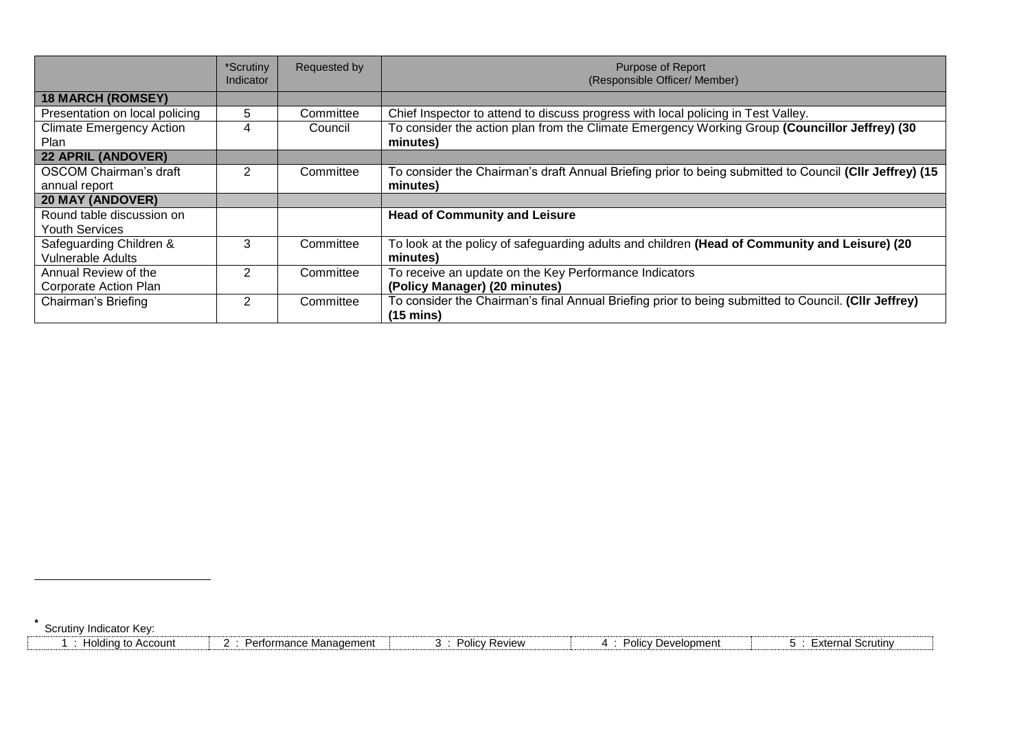| | *Scrutiny Indicator | Requested by | Purpose of Report (Responsible Officer/ Member) |
|---|---|---|---|
| **18 MARCH (ROMSEY)** | | | |
| Presentation on local policing | 5 | Committee | Chief Inspector to attend to discuss progress with local policing in Test Valley. |
| Climate Emergency Action Plan | 4 | Council | To consider the action plan from the Climate Emergency Working Group **(Councillor Jeffrey) (30 minutes)** |
| **22 APRIL (ANDOVER)** | | | |
| OSCOM Chairman's draft annual report | 2 | Committee | To consider the Chairman's draft Annual Briefing prior to being submitted to Council **(Cllr Jeffrey) (15 minutes)** |
| **20 MAY (ANDOVER)** | | | |
| Round table discussion on Youth Services | | | **Head of Community and Leisure** |
| Safeguarding Children & Vulnerable Adults | 3 | Committee | To look at the policy of safeguarding adults and children **(Head of Community and Leisure) (20 minutes)** |
| Annual Review of the Corporate Action Plan | 2 | Committee | To receive an update on the Key Performance Indicators **(Policy Manager) (20 minutes)** |
| Chairman's Briefing | 2 | Committee | To consider the Chairman's final Annual Briefing prior to being submitted to Council. **(Cllr Jeffrey) (15 mins)** |

* Scrutiny Indicator Key:

| 1 : Holding to Account | 2 : Performance Management | 3 : Policy Review | 4 : Policy Development | 5 : External Scrutiny |
|---|---|---|---|---|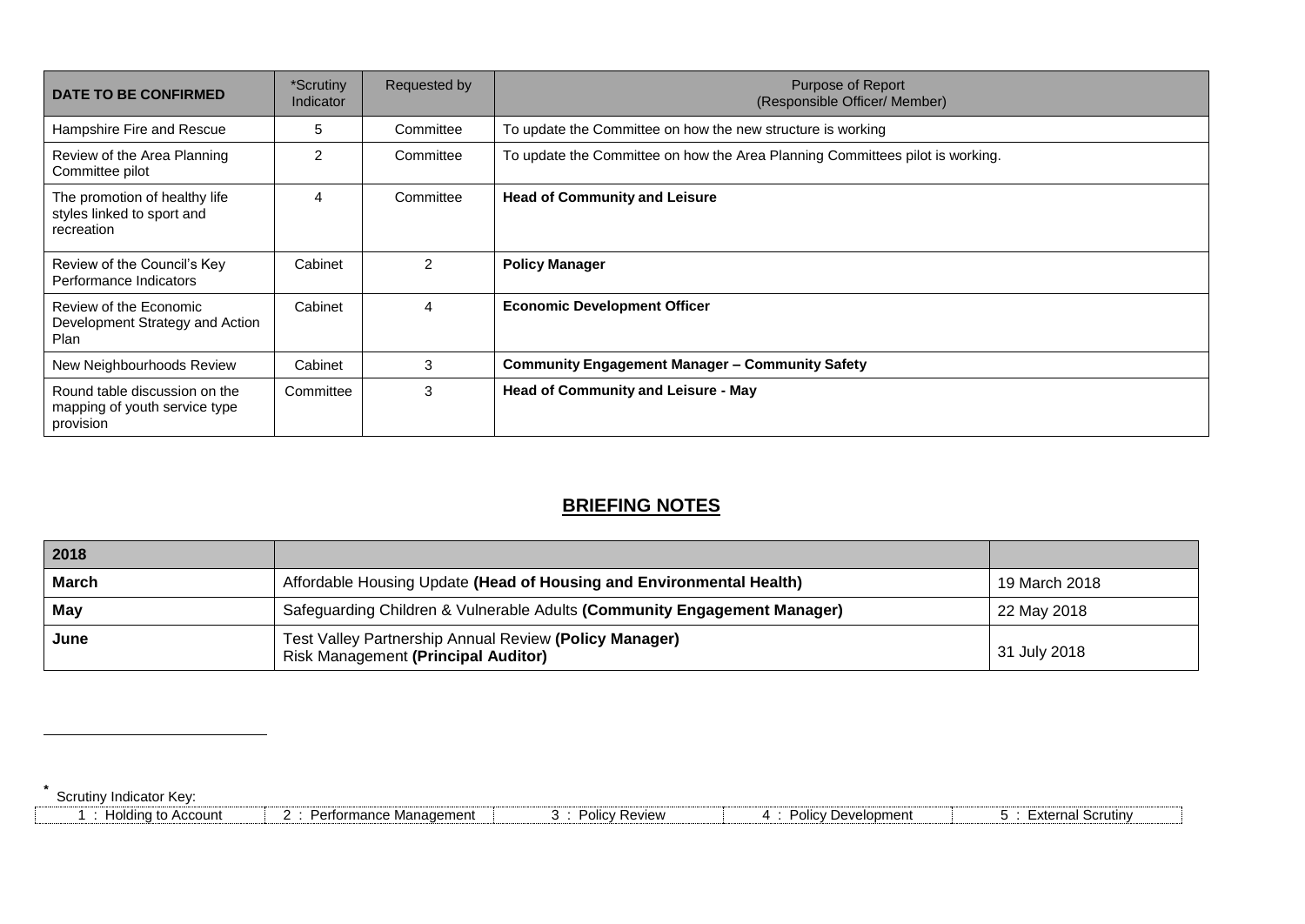| DATE TO BE CONFIRMED | *Scrutiny Indicator | Requested by | Purpose of Report (Responsible Officer/ Member) |
|---|---|---|---|
| Hampshire Fire and Rescue | 5 | Committee | To update the Committee on how the new structure is working |
| Review of the Area Planning Committee pilot | 2 | Committee | To update the Committee on how the Area Planning Committees pilot is working. |
| The promotion of healthy life styles linked to sport and recreation | 4 | Committee | **Head of Community and Leisure** |
| Review of the Council's Key Performance Indicators | Cabinet | 2 | **Policy Manager** |
| Review of the Economic Development Strategy and Action Plan | Cabinet | 4 | **Economic Development Officer** |
| New Neighbourhoods Review | Cabinet | 3 | **Community Engagement Manager – Community Safety** |
| Round table discussion on the mapping of youth service type provision | Committee | 3 | **Head of Community and Leisure - May** |

## BRIEFING NOTES

| 2018 | | |
|---|---|---|
| **March** | Affordable Housing Update **(Head of Housing and Environmental Health)** | 19 March 2018 |
| **May** | Safeguarding Children & Vulnerable Adults **(Community Engagement Manager)** | 22 May 2018 |
| **June** | Test Valley Partnership Annual Review **(Policy Manager)**<br>Risk Management **(Principal Auditor)** | 31 July 2018 |

* Scrutiny Indicator Key:

| 1 : Holding to Account | 2 : Performance Management | 3 : Policy Review | 4 : Policy Development | 5 : External Scrutiny |
|---|---|---|---|---|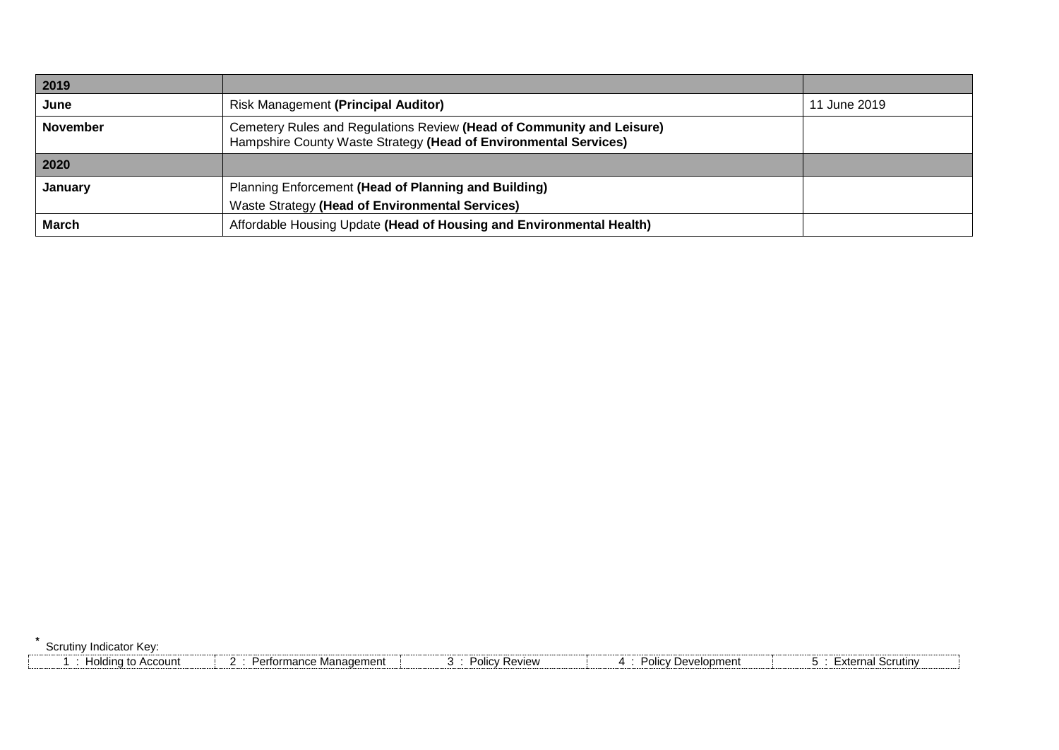| | | |
|---|---|---|
| **2019** | | |
| **June** | Risk Management **(Principal Auditor)** | 11 June 2019 |
| **November** | Cemetery Rules and Regulations Review **(Head of Community and Leisure)**<br>Hampshire County Waste Strategy **(Head of Environmental Services)** | |
| **2020** | | |
| **January** | Planning Enforcement **(Head of Planning and Building)**<br>Waste Strategy **(Head of Environmental Services)** | |
| **March** | Affordable Housing Update **(Head of Housing and Environmental Health)** | |

\* Scrutiny Indicator Key:

| | | | | |
|---|---|---|---|---|
| 1 : Holding to Account | 2 : Performance Management | 3 : Policy Review | 4 : Policy Development | 5 : External Scrutiny |